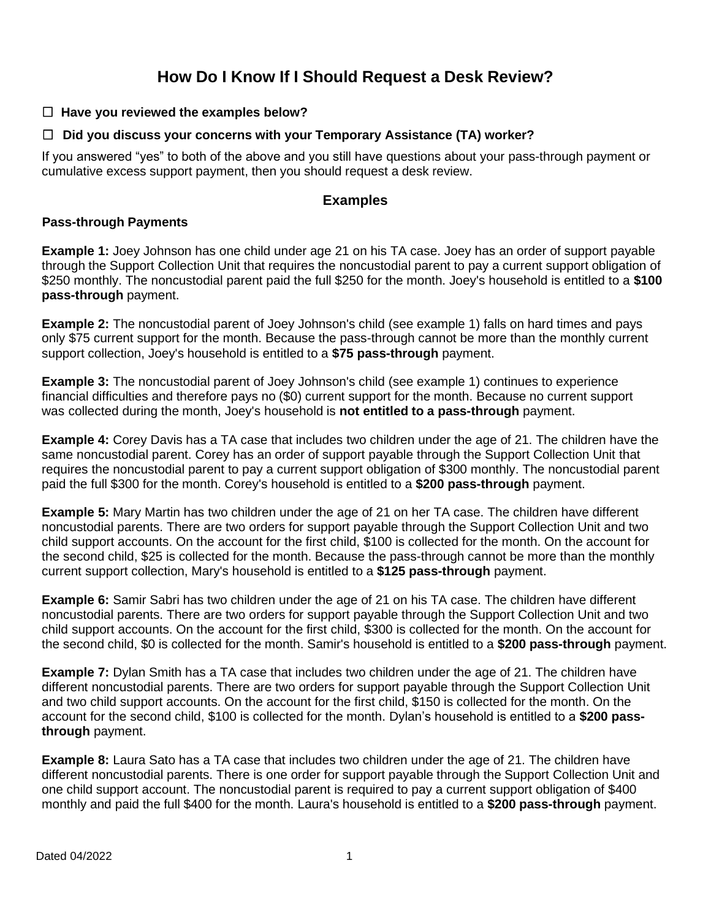# How Do I Know If I Should Request a Desk Review?

☐ **Have you reviewed the examples below?**

☐ **Did you discuss your concerns with your Temporary Assistance (TA) worker?**

If you answered “yes” to both of the above and you still have questions about your pass-through payment or cumulative excess support payment, then you should request a desk review.

## Examples

### Pass-through Payments

**Example 1:** Joey Johnson has one child under age 21 on his TA case. Joey has an order of support payable through the Support Collection Unit that requires the noncustodial parent to pay a current support obligation of $250 monthly. The noncustodial parent paid the full $250 for the month. Joey's household is entitled to a **$100 pass-through** payment.

**Example 2:** The noncustodial parent of Joey Johnson's child (see example 1) falls on hard times and pays only $75 current support for the month. Because the pass-through cannot be more than the monthly current support collection, Joey's household is entitled to a **$75 pass-through** payment.

**Example 3:** The noncustodial parent of Joey Johnson's child (see example 1) continues to experience financial difficulties and therefore pays no ($0) current support for the month. Because no current support was collected during the month, Joey's household is **not entitled to a pass-through** payment.

**Example 4:** Corey Davis has a TA case that includes two children under the age of 21. The children have the same noncustodial parent. Corey has an order of support payable through the Support Collection Unit that requires the noncustodial parent to pay a current support obligation of $300 monthly. The noncustodial parent paid the full $300 for the month. Corey's household is entitled to a **$200 pass-through** payment.

**Example 5:** Mary Martin has two children under the age of 21 on her TA case. The children have different noncustodial parents. There are two orders for support payable through the Support Collection Unit and two child support accounts. On the account for the first child, $100 is collected for the month. On the account for the second child, $25 is collected for the month. Because the pass-through cannot be more than the monthly current support collection, Mary's household is entitled to a **$125 pass-through** payment.

**Example 6:** Samir Sabri has two children under the age of 21 on his TA case. The children have different noncustodial parents. There are two orders for support payable through the Support Collection Unit and two child support accounts. On the account for the first child, $300 is collected for the month. On the account for the second child, $0 is collected for the month. Samir's household is entitled to a **$200 pass-through** payment.

**Example 7:** Dylan Smith has a TA case that includes two children under the age of 21. The children have different noncustodial parents. There are two orders for support payable through the Support Collection Unit and two child support accounts. On the account for the first child, $150 is collected for the month. On the account for the second child, $100 is collected for the month. Dylan’s household is entitled to a **$200 pass-through** payment.

**Example 8:** Laura Sato has a TA case that includes two children under the age of 21. The children have different noncustodial parents. There is one order for support payable through the Support Collection Unit and one child support account. The noncustodial parent is required to pay a current support obligation of $400 monthly and paid the full $400 for the month. Laura's household is entitled to a **$200 pass-through** payment.

Dated 04/2022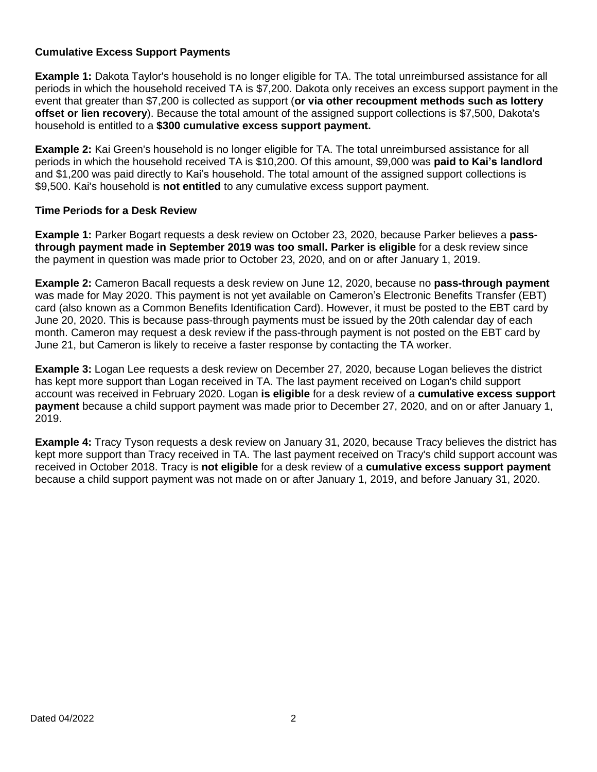**Cumulative Excess Support Payments**

**Example 1:** Dakota Taylor's household is no longer eligible for TA. The total unreimbursed assistance for all periods in which the household received TA is $7,200. Dakota only receives an excess support payment in the event that greater than $7,200 is collected as support (**or via other recoupment methods such as lottery offset or lien recovery**). Because the total amount of the assigned support collections is $7,500, Dakota's household is entitled to a **$300 cumulative excess support payment.**

**Example 2:** Kai Green's household is no longer eligible for TA. The total unreimbursed assistance for all periods in which the household received TA is $10,200. Of this amount, $9,000 was **paid to Kai's landlord** and $1,200 was paid directly to Kai's household. The total amount of the assigned support collections is $9,500. Kai's household is **not entitled** to any cumulative excess support payment.

**Time Periods for a Desk Review**

**Example 1:** Parker Bogart requests a desk review on October 23, 2020, because Parker believes a **pass-through payment made in September 2019 was too small. Parker is eligible** for a desk review since the payment in question was made prior to October 23, 2020, and on or after January 1, 2019.

**Example 2:** Cameron Bacall requests a desk review on June 12, 2020, because no **pass-through payment** was made for May 2020. This payment is not yet available on Cameron's Electronic Benefits Transfer (EBT) card (also known as a Common Benefits Identification Card). However, it must be posted to the EBT card by June 20, 2020. This is because pass-through payments must be issued by the 20th calendar day of each month. Cameron may request a desk review if the pass-through payment is not posted on the EBT card by June 21, but Cameron is likely to receive a faster response by contacting the TA worker.

**Example 3:** Logan Lee requests a desk review on December 27, 2020, because Logan believes the district has kept more support than Logan received in TA. The last payment received on Logan's child support account was received in February 2020. Logan **is eligible** for a desk review of a **cumulative excess support payment** because a child support payment was made prior to December 27, 2020, and on or after January 1, 2019.

**Example 4:** Tracy Tyson requests a desk review on January 31, 2020, because Tracy believes the district has kept more support than Tracy received in TA. The last payment received on Tracy's child support account was received in October 2018. Tracy is **not eligible** for a desk review of a **cumulative excess support payment** because a child support payment was not made on or after January 1, 2019, and before January 31, 2020.

Dated 04/2022